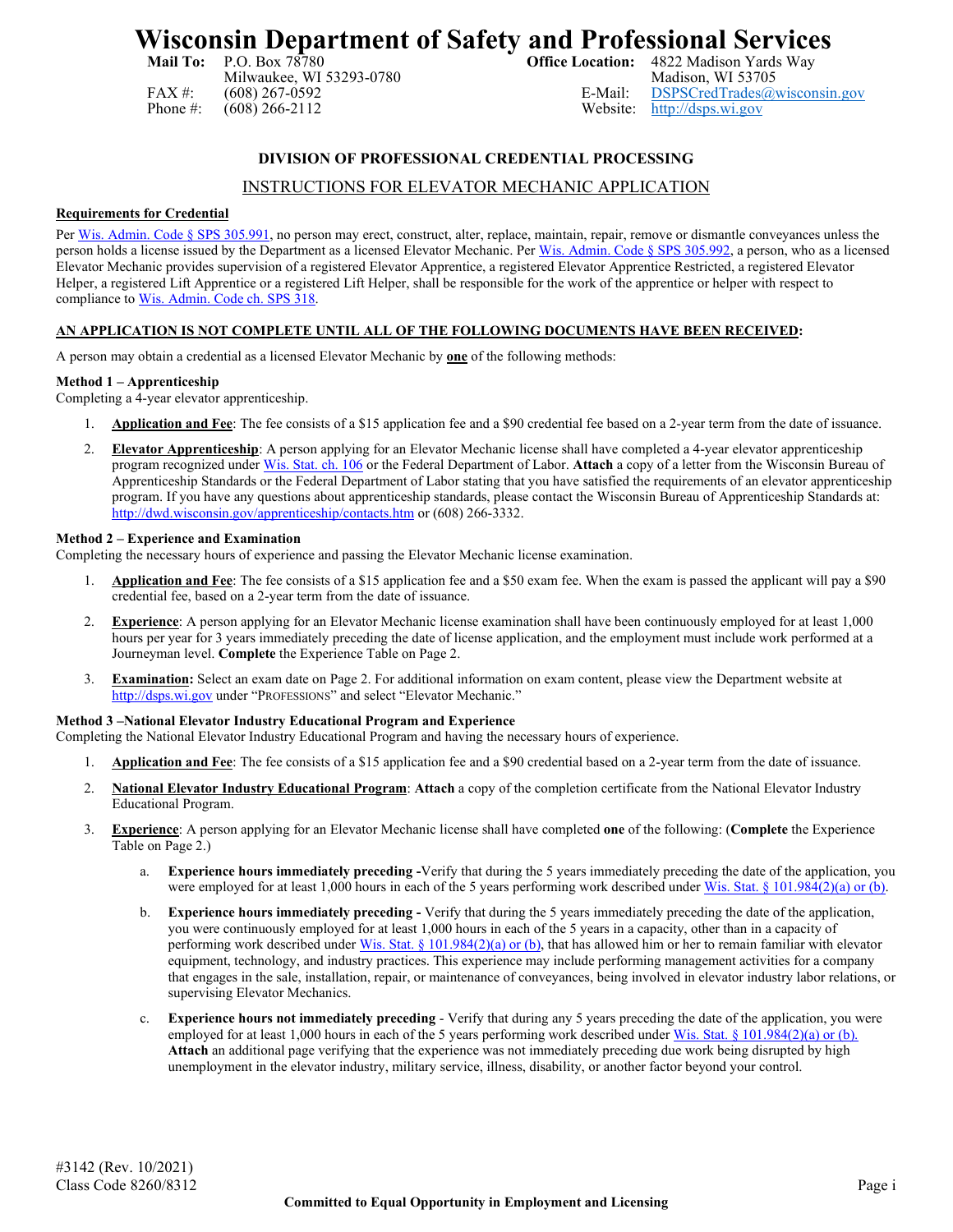# Wisconsin Department of Safety and Professional Services

**Mail To:** P.O. Box 78780
Milwaukee, WI 53293-0780
FAX #: (608) 267-0592
Phone #: (608) 266-2112

**Office Location:** 4822 Madison Yards Way
Madison, WI 53705
E-Mail: DSPSCredTrades@wisconsin.gov
Website: http://dsps.wi.gov

## DIVISION OF PROFESSIONAL CREDENTIAL PROCESSING

### INSTRUCTIONS FOR ELEVATOR MECHANIC APPLICATION

**Requirements for Credential**

Per Wis. Admin. Code § SPS 305.991, no person may erect, construct, alter, replace, maintain, repair, remove or dismantle conveyances unless the person holds a license issued by the Department as a licensed Elevator Mechanic. Per Wis. Admin. Code § SPS 305.992, a person, who as a licensed Elevator Mechanic provides supervision of a registered Elevator Apprentice, a registered Elevator Apprentice Restricted, a registered Elevator Helper, a registered Lift Apprentice or a registered Lift Helper, shall be responsible for the work of the apprentice or helper with respect to compliance to Wis. Admin. Code ch. SPS 318.

**AN APPLICATION IS NOT COMPLETE UNTIL ALL OF THE FOLLOWING DOCUMENTS HAVE BEEN RECEIVED:**

A person may obtain a credential as a licensed Elevator Mechanic by **one** of the following methods:

**Method 1 – Apprenticeship**
Completing a 4-year elevator apprenticeship.

1. **Application and Fee**: The fee consists of a $15 application fee and a $90 credential fee based on a 2-year term from the date of issuance.
2. **Elevator Apprenticeship**: A person applying for an Elevator Mechanic license shall have completed a 4-year elevator apprenticeship program recognized under Wis. Stat. ch. 106 or the Federal Department of Labor. **Attach** a copy of a letter from the Wisconsin Bureau of Apprenticeship Standards or the Federal Department of Labor stating that you have satisfied the requirements of an elevator apprenticeship program. If you have any questions about apprenticeship standards, please contact the Wisconsin Bureau of Apprenticeship Standards at: http://dwd.wisconsin.gov/apprenticeship/contacts.htm or (608) 266-3332.

**Method 2 – Experience and Examination**
Completing the necessary hours of experience and passing the Elevator Mechanic license examination.

1. **Application and Fee**: The fee consists of a $15 application fee and a $50 exam fee. When the exam is passed the applicant will pay a $90 credential fee, based on a 2-year term from the date of issuance.
2. **Experience**: A person applying for an Elevator Mechanic license examination shall have been continuously employed for at least 1,000 hours per year for 3 years immediately preceding the date of license application, and the employment must include work performed at a Journeyman level. **Complete** the Experience Table on Page 2.
3. **Examination:** Select an exam date on Page 2. For additional information on exam content, please view the Department website at http://dsps.wi.gov under "PROFESSIONS" and select "Elevator Mechanic."

**Method 3 –National Elevator Industry Educational Program and Experience**
Completing the National Elevator Industry Educational Program and having the necessary hours of experience.

1. **Application and Fee**: The fee consists of a $15 application fee and a $90 credential based on a 2-year term from the date of issuance.
2. **National Elevator Industry Educational Program**: **Attach** a copy of the completion certificate from the National Elevator Industry Educational Program.
3. **Experience**: A person applying for an Elevator Mechanic license shall have completed **one** of the following: (**Complete** the Experience Table on Page 2.)
   a. **Experience hours immediately preceding -**Verify that during the 5 years immediately preceding the date of the application, you were employed for at least 1,000 hours in each of the 5 years performing work described under Wis. Stat. § 101.984(2)(a) or (b).
   b. **Experience hours immediately preceding -** Verify that during the 5 years immediately preceding the date of the application, you were continuously employed for at least 1,000 hours in each of the 5 years in a capacity, other than in a capacity of performing work described under Wis. Stat. § 101.984(2)(a) or (b), that has allowed him or her to remain familiar with elevator equipment, technology, and industry practices. This experience may include performing management activities for a company that engages in the sale, installation, repair, or maintenance of conveyances, being involved in elevator industry labor relations, or supervising Elevator Mechanics.
   c. **Experience hours not immediately preceding** - Verify that during any 5 years preceding the date of the application, you were employed for at least 1,000 hours in each of the 5 years performing work described under Wis. Stat. § 101.984(2)(a) or (b). **Attach** an additional page verifying that the experience was not immediately preceding due work being disrupted by high unemployment in the elevator industry, military service, illness, disability, or another factor beyond your control.

#3142 (Rev. 10/2021)
Class Code 8260/8312

Committed to Equal Opportunity in Employment and Licensing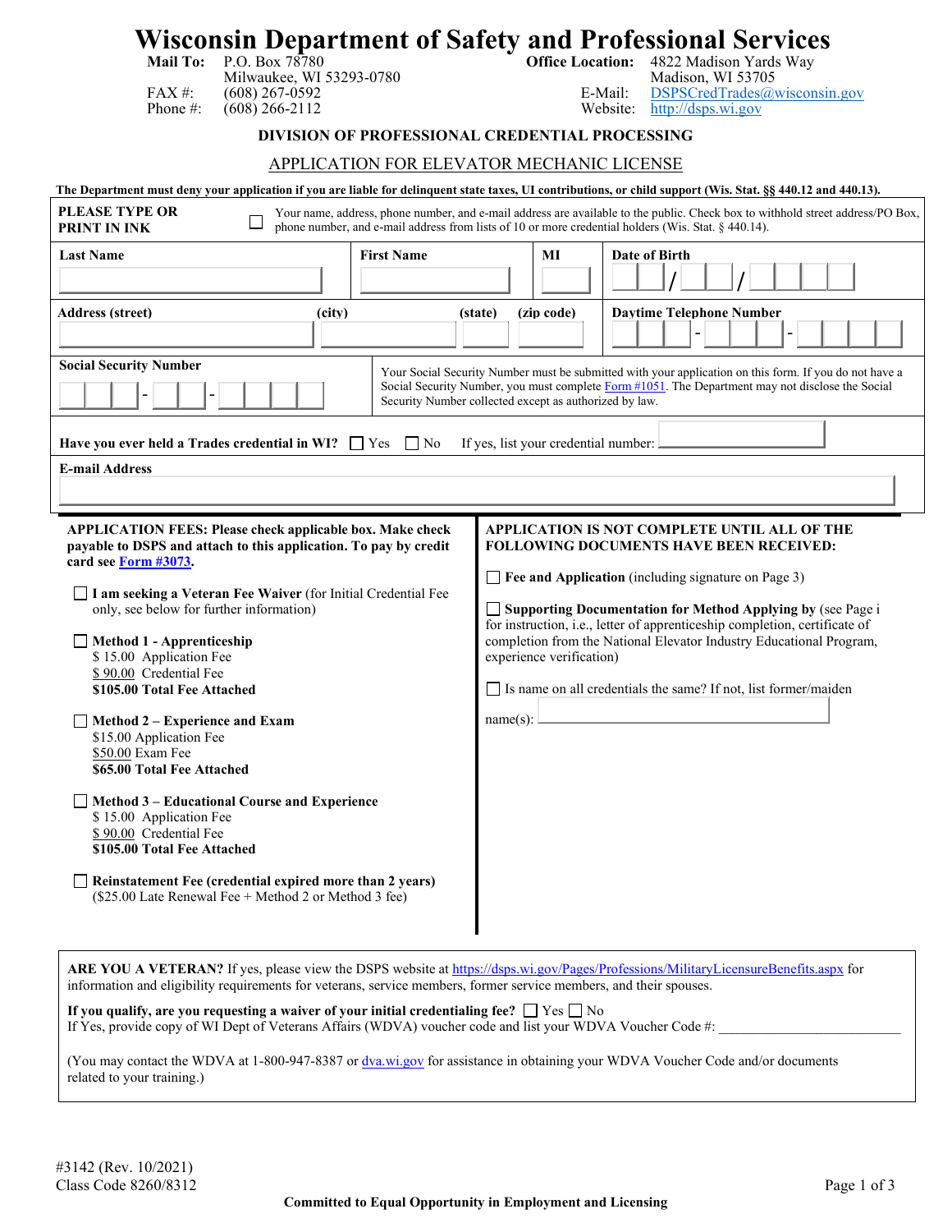# Wisconsin Department of Safety and Professional Services

**Mail To:** P.O. Box 78780
Milwaukee, WI 53293-0780
FAX #: (608) 267-0592
Phone #: (608) 266-2112

**Office Location:** 4822 Madison Yards Way
Madison, WI 53705
E-Mail: DSPSCredTrades@wisconsin.gov
Website: http://dsps.wi.gov

**DIVISION OF PROFESSIONAL CREDENTIAL PROCESSING**

## APPLICATION FOR ELEVATOR MECHANIC LICENSE

**The Department must deny your application if you are liable for delinquent state taxes, UI contributions, or child support (Wis. Stat. §§ 440.12 and 440.13).**

**PLEASE TYPE OR PRINT IN INK**

☐ Your name, address, phone number, and e-mail address are available to the public. Check box to withhold street address/PO Box, phone number, and e-mail address from lists of 10 or more credential holders (Wis. Stat. § 440.14).

| Last Name | First Name | MI | Date of Birth |
|---|---|---|---|
| | | | ___ / ___ / ______ |

| Address (street) | (city) | (state) | (zip code) | Daytime Telephone Number |
|---|---|---|---|---|
| | | | | ___ - ___ - ____ |

**Social Security Number** ___ - __ - ____

Your Social Security Number must be submitted with your application on this form. If you do not have a Social Security Number, you must complete Form #1051. The Department may not disclose the Social Security Number collected except as authorized by law.

**Have you ever held a Trades credential in WI?** ☐ Yes ☐ No If yes, list your credential number: ______________

**E-mail Address**

______________________________

**APPLICATION FEES: Please check applicable box. Make check payable to DSPS and attach to this application. To pay by credit card see Form #3073.**

☐ **I am seeking a Veteran Fee Waiver** (for Initial Credential Fee only, see below for further information)

☐ **Method 1 - Apprenticeship**
$ 15.00 Application Fee
$ 90.00 Credential Fee
**$105.00 Total Fee Attached**

☐ **Method 2 – Experience and Exam**
$15.00 Application Fee
$50.00 Exam Fee
**$65.00 Total Fee Attached**

☐ **Method 3 – Educational Course and Experience**
$ 15.00 Application Fee
$ 90.00 Credential Fee
**$105.00 Total Fee Attached**

☐ **Reinstatement Fee (credential expired more than 2 years)**
($25.00 Late Renewal Fee + Method 2 or Method 3 fee)

**APPLICATION IS NOT COMPLETE UNTIL ALL OF THE FOLLOWING DOCUMENTS HAVE BEEN RECEIVED:**

☐ **Fee and Application** (including signature on Page 3)

☐ **Supporting Documentation for Method Applying by** (see Page i for instruction, i.e., letter of apprenticeship completion, certificate of completion from the National Elevator Industry Educational Program, experience verification)

☐ Is name on all credentials the same? If not, list former/maiden name(s): ______________

**ARE YOU A VETERAN?** If yes, please view the DSPS website at https://dsps.wi.gov/Pages/Professions/MilitaryLicensureBenefits.aspx for information and eligibility requirements for veterans, service members, former service members, and their spouses.

**If you qualify, are you requesting a waiver of your initial credentialing fee?** ☐ Yes ☐ No
If Yes, provide copy of WI Dept of Veterans Affairs (WDVA) voucher code and list your WDVA Voucher Code #: ________________________

(You may contact the WDVA at 1-800-947-8387 or dva.wi.gov for assistance in obtaining your WDVA Voucher Code and/or documents related to your training.)

#3142 (Rev. 10/2021)
Class Code 8260/8312

**Committed to Equal Opportunity in Employment and Licensing**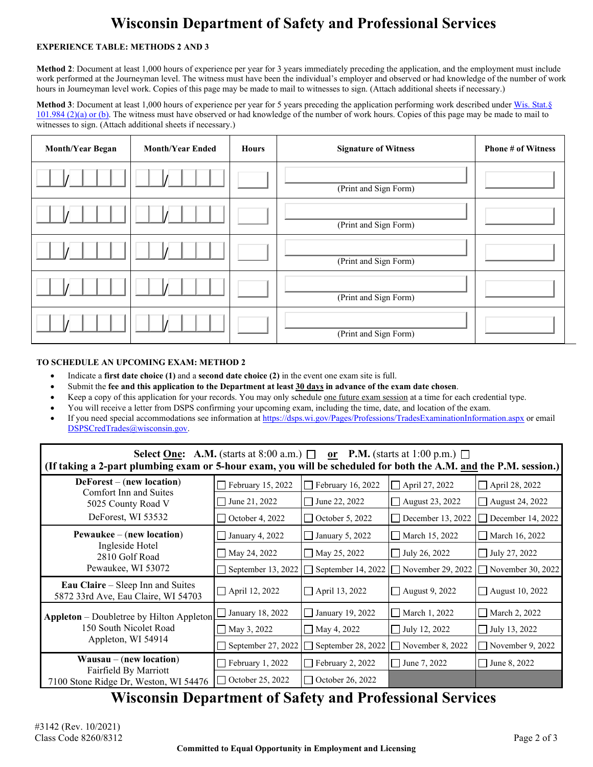# Wisconsin Department of Safety and Professional Services

**EXPERIENCE TABLE: METHODS 2 AND 3**

**Method 2**: Document at least 1,000 hours of experience per year for 3 years immediately preceding the application, and the employment must include work performed at the Journeyman level. The witness must have been the individual's employer and observed or had knowledge of the number of work hours in Journeyman level work. Copies of this page may be made to mail to witnesses to sign. (Attach additional sheets if necessary.)

**Method 3**: Document at least 1,000 hours of experience per year for 5 years preceding the application performing work described under Wis. Stat.§ 101.984 (2)(a) or (b). The witness must have observed or had knowledge of the number of work hours. Copies of this page may be made to mail to witnesses to sign. (Attach additional sheets if necessary.)

| Month/Year Began | Month/Year Ended | Hours | Signature of Witness | Phone # of Witness |
|---|---|---|---|---|
| __ __/__ __ __ __ | __ __/__ __ __ __ | | (Print and Sign Form) | |
| __ __/__ __ __ __ | __ __/__ __ __ __ | | (Print and Sign Form) | |
| __ __/__ __ __ __ | __ __/__ __ __ __ | | (Print and Sign Form) | |
| __ __/__ __ __ __ | __ __/__ __ __ __ | | (Print and Sign Form) | |
| __ __/__ __ __ __ | __ __/__ __ __ __ | | (Print and Sign Form) | |

**TO SCHEDULE AN UPCOMING EXAM: METHOD 2**

- Indicate a **first date choice (1)** and a **second date choice (2)** in the event one exam site is full.
- Submit the **fee and this application to the Department at least 30 days in advance of the exam date chosen**.
- Keep a copy of this application for your records. You may only schedule one future exam session at a time for each credential type.
- You will receive a letter from DSPS confirming your upcoming exam, including the time, date, and location of the exam.
- If you need special accommodations see information at https://dsps.wi.gov/Pages/Professions/TradesExaminationInformation.aspx or email DSPSCredTrades@wisconsin.gov.

**Select One: A.M.** (starts at 8:00 a.m.) ☐ **or P.M.** (starts at 1:00 p.m.) ☐
**(If taking a 2-part plumbing exam or 5-hour exam, you will be scheduled for both the A.M. and the P.M. session.)**

| Location | | | | |
|---|---|---|---|---|
| **DeForest** – (**new location**) Comfort Inn and Suites, 5025 County Road V, DeForest, WI 53532 | ☐ February 15, 2022 | ☐ February 16, 2022 | ☐ April 27, 2022 | ☐ April 28, 2022 |
| | ☐ June 21, 2022 | ☐ June 22, 2022 | ☐ August 23, 2022 | ☐ August 24, 2022 |
| | ☐ October 4, 2022 | ☐ October 5, 2022 | ☐ December 13, 2022 | ☐ December 14, 2022 |
| **Pewaukee** – (**new location**) Ingleside Hotel, 2810 Golf Road, Pewaukee, WI 53072 | ☐ January 4, 2022 | ☐ January 5, 2022 | ☐ March 15, 2022 | ☐ March 16, 2022 |
| | ☐ May 24, 2022 | ☐ May 25, 2022 | ☐ July 26, 2022 | ☐ July 27, 2022 |
| | ☐ September 13, 2022 | ☐ September 14, 2022 | ☐ November 29, 2022 | ☐ November 30, 2022 |
| **Eau Claire** – Sleep Inn and Suites, 5872 33rd Ave, Eau Claire, WI 54703 | ☐ April 12, 2022 | ☐ April 13, 2022 | ☐ August 9, 2022 | ☐ August 10, 2022 |
| **Appleton** – Doubletree by Hilton Appleton, 150 South Nicolet Road, Appleton, WI 54914 | ☐ January 18, 2022 | ☐ January 19, 2022 | ☐ March 1, 2022 | ☐ March 2, 2022 |
| | ☐ May 3, 2022 | ☐ May 4, 2022 | ☐ July 12, 2022 | ☐ July 13, 2022 |
| | ☐ September 27, 2022 | ☐ September 28, 2022 | ☐ November 8, 2022 | ☐ November 9, 2022 |
| **Wausau** – (**new location**) Fairfield By Marriott, 7100 Stone Ridge Dr, Weston, WI 54476 | ☐ February 1, 2022 | ☐ February 2, 2022 | ☐ June 7, 2022 | ☐ June 8, 2022 |
| | ☐ October 25, 2022 | ☐ October 26, 2022 | | |

#3142 (Rev. 10/2021)
Class Code 8260/8312

**Committed to Equal Opportunity in Employment and Licensing**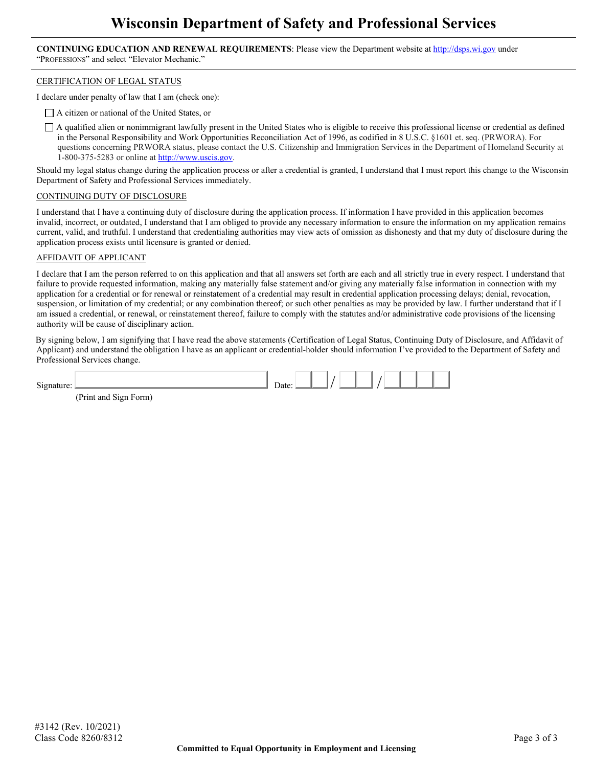# Wisconsin Department of Safety and Professional Services

**CONTINUING EDUCATION AND RENEWAL REQUIREMENTS**: Please view the Department website at http://dsps.wi.gov under "PROFESSIONS" and select "Elevator Mechanic."

CERTIFICATION OF LEGAL STATUS

I declare under penalty of law that I am (check one):

☐ A citizen or national of the United States, or

☐ A qualified alien or nonimmigrant lawfully present in the United States who is eligible to receive this professional license or credential as defined in the Personal Responsibility and Work Opportunities Reconciliation Act of 1996, as codified in 8 U.S.C. §1601 et. seq. (PRWORA). For questions concerning PRWORA status, please contact the U.S. Citizenship and Immigration Services in the Department of Homeland Security at 1-800-375-5283 or online at http://www.uscis.gov.

Should my legal status change during the application process or after a credential is granted, I understand that I must report this change to the Wisconsin Department of Safety and Professional Services immediately.

CONTINUING DUTY OF DISCLOSURE

I understand that I have a continuing duty of disclosure during the application process. If information I have provided in this application becomes invalid, incorrect, or outdated, I understand that I am obliged to provide any necessary information to ensure the information on my application remains current, valid, and truthful. I understand that credentialing authorities may view acts of omission as dishonesty and that my duty of disclosure during the application process exists until licensure is granted or denied.

AFFIDAVIT OF APPLICANT

I declare that I am the person referred to on this application and that all answers set forth are each and all strictly true in every respect. I understand that failure to provide requested information, making any materially false statement and/or giving any materially false information in connection with my application for a credential or for renewal or reinstatement of a credential may result in credential application processing delays; denial, revocation, suspension, or limitation of my credential; or any combination thereof; or such other penalties as may be provided by law. I further understand that if I am issued a credential, or renewal, or reinstatement thereof, failure to comply with the statutes and/or administrative code provisions of the licensing authority will be cause of disciplinary action.

By signing below, I am signifying that I have read the above statements (Certification of Legal Status, Continuing Duty of Disclosure, and Affidavit of Applicant) and understand the obligation I have as an applicant or credential-holder should information I've provided to the Department of Safety and Professional Services change.

Signature: ______________________________ Date: ___ ___ / ___ ___ / ___ ___ ___ ___

(Print and Sign Form)

#3142 (Rev. 10/2021)
Class Code 8260/8312

**Committed to Equal Opportunity in Employment and Licensing**